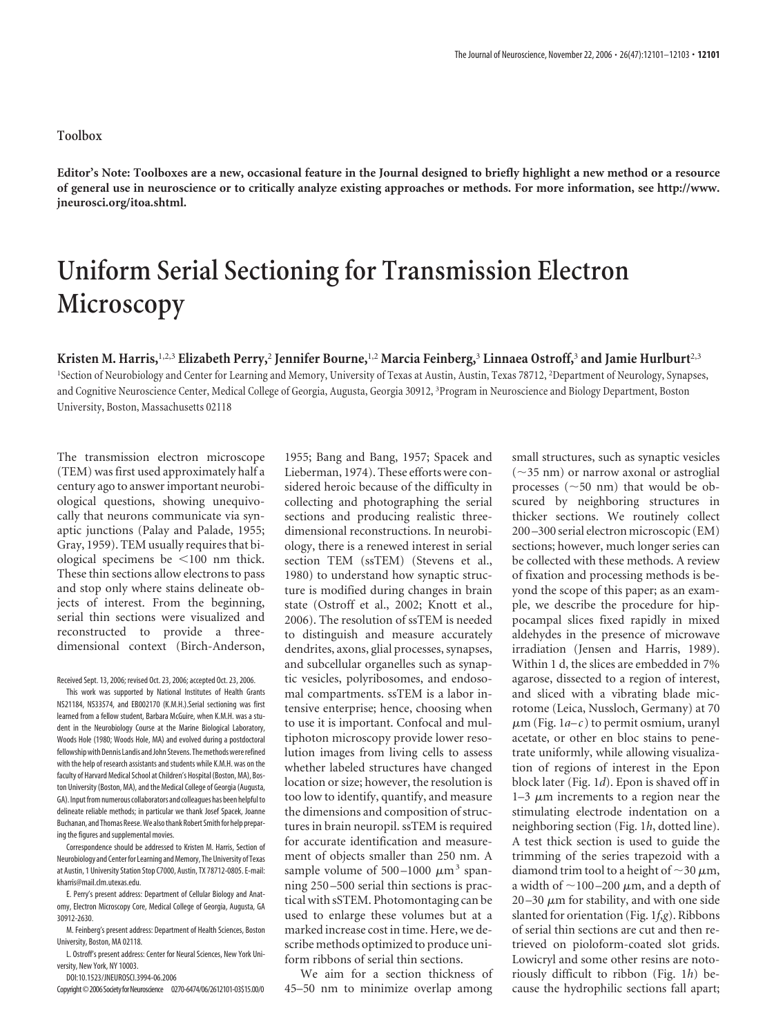Toolbox

**Editor's Note: Toolboxes are a new, occasional feature in the Journal designed to briefly highlight a new method or a resource of general use in neuroscience or to critically analyze existing approaches or methods. For more information, see http://www.jneurosci.org/itoa.shtml.**

# Uniform Serial Sectioning for Transmission Electron Microscopy

**Kristen M. Harris,[1,2,3] Elizabeth Perry,[2] Jennifer Bourne,[1,2] Marcia Feinberg,[3] Linnaea Ostroff,[3] and Jamie Hurlburt[2,3]**

[1]Section of Neurobiology and Center for Learning and Memory, University of Texas at Austin, Austin, Texas 78712, [2]Department of Neurology, Synapses, and Cognitive Neuroscience Center, Medical College of Georgia, Augusta, Georgia 30912, [3]Program in Neuroscience and Biology Department, Boston University, Boston, Massachusetts 02118

The transmission electron microscope (TEM) was first used approximately half a century ago to answer important neurobiological questions, showing unequivocally that neurons communicate via synaptic junctions (Palay and Palade, 1955; Gray, 1959). TEM usually requires that biological specimens be <100 nm thick. These thin sections allow electrons to pass and stop only where stains delineate objects of interest. From the beginning, serial thin sections were visualized and reconstructed to provide a three-dimensional context (Birch-Anderson, 1955; Bang and Bang, 1957; Spacek and Lieberman, 1974). These efforts were considered heroic because of the difficulty in collecting and photographing the serial sections and producing realistic three-dimensional reconstructions. In neurobiology, there is a renewed interest in serial section TEM (ssTEM) (Stevens et al., 1980) to understand how synaptic structure is modified during changes in brain state (Ostroff et al., 2002; Knott et al., 2006). The resolution of ssTEM is needed to distinguish and measure accurately dendrites, axons, glial processes, synapses, and subcellular organelles such as synaptic vesicles, polyribosomes, and endosomal compartments. ssTEM is a labor intensive enterprise; hence, choosing when to use it is important. Confocal and multiphoton microscopy provide lower resolution images from living cells to assess whether labeled structures have changed location or size; however, the resolution is too low to identify, quantify, and measure the dimensions and composition of structures in brain neuropil. ssTEM is required for accurate identification and measurement of objects smaller than 250 nm. A sample volume of 500–1000 $\mu m^3$ spanning 250–500 serial thin sections is practical with sSTEM. Photomontaging can be used to enlarge these volumes but at a marked increase cost in time. Here, we describe methods optimized to produce uniform ribbons of serial thin sections.

We aim for a section thickness of 45–50 nm to minimize overlap among small structures, such as synaptic vesicles (~35 nm) or narrow axonal or astroglial processes (~50 nm) that would be obscured by neighboring structures in thicker sections. We routinely collect 200–300 serial electron microscopic (EM) sections; however, much longer series can be collected with these methods. A review of fixation and processing methods is beyond the scope of this paper; as an example, we describe the procedure for hippocampal slices fixed rapidly in mixed aldehydes in the presence of microwave irradiation (Jensen and Harris, 1989). Within 1 d, the slices are embedded in 7% agarose, dissected to a region of interest, and sliced with a vibrating blade microtome (Leica, Nussloch, Germany) at 70 $\mu$m (Fig. 1*a–c*) to permit osmium, uranyl acetate, or other en bloc stains to penetrate uniformly, while allowing visualization of regions of interest in the Epon block later (Fig. 1*d*). Epon is shaved off in 1–3 $\mu$m increments to a region near the stimulating electrode indentation on a neighboring section (Fig. 1*h*, dotted line). A test thick section is used to guide the trimming of the series trapezoid with a diamond trim tool to a height of ~30 $\mu$m, a width of ~100–200 $\mu$m, and a depth of 20–30 $\mu$m for stability, and with one side slanted for orientation (Fig. 1*f*,*g*). Ribbons of serial thin sections are cut and then retrieved on pioloform-coated slot grids. Lowicryl and some other resins are notoriously difficult to ribbon (Fig. 1*h*) because the hydrophilic sections fall apart;

Received Sept. 13, 2006; revised Oct. 23, 2006; accepted Oct. 23, 2006.

This work was supported by National Institutes of Health Grants NS21184, NS33574, and EB002170 (K.M.H.). Serial sectioning was first learned from a fellow student, Barbara McGuire, when K.M.H. was a student in the Neurobiology Course at the Marine Biological Laboratory, Woods Hole (1980; Woods Hole, MA) and evolved during a postdoctoral fellowship with Dennis Landis and John Stevens. The methods were refined with the help of research assistants and students while K.M.H. was on the faculty of Harvard Medical School at Children's Hospital (Boston, MA), Boston University (Boston, MA), and the Medical College of Georgia (Augusta, GA). Input from numerous collaborators and colleagues has been helpful to delineate reliable methods; in particular we thank Josef Spacek, Joanne Buchanan, and Thomas Reese. We also thank Robert Smith for help preparing the figures and supplemental movies.

Correspondence should be addressed to Kristen M. Harris, Section of Neurobiology and Center for Learning and Memory, The University of Texas at Austin, 1 University Station Stop C7000, Austin, TX 78712-0805. E-mail: kharris@mail.clm.utexas.edu.

E. Perry's present address: Department of Cellular Biology and Anatomy, Electron Microscopy Core, Medical College of Georgia, Augusta, GA 30912-2630.

M. Feinberg's present address: Department of Health Sciences, Boston University, Boston, MA 02118.

L. Ostroff's present address: Center for Neural Sciences, New York University, New York, NY 10003.

DOI:10.1523/JNEUROSCI.3994-06.2006

Copyright © 2006 Society for Neuroscience 0270-6474/06/2612101-03$15.00/0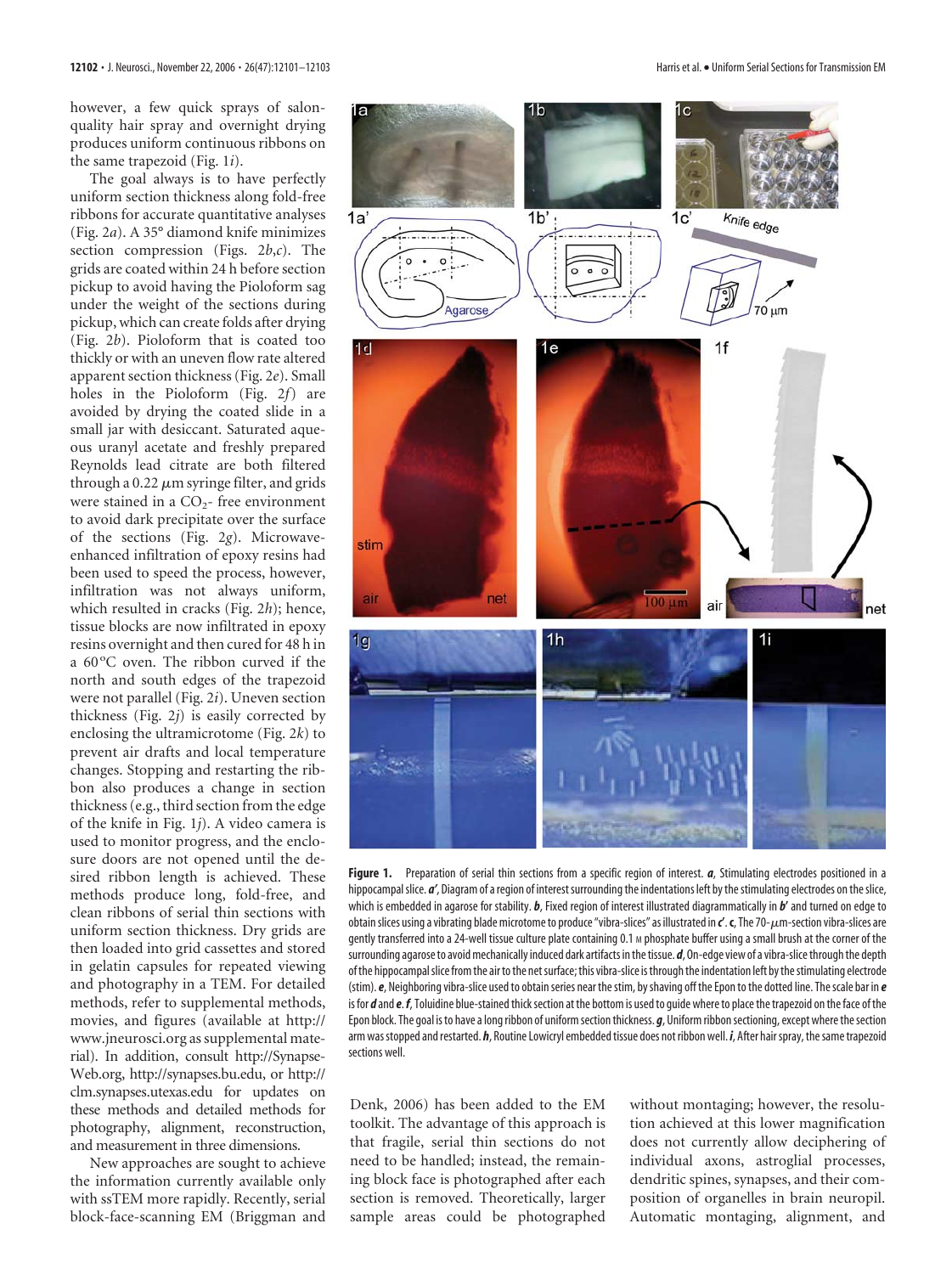however, a few quick sprays of salon-quality hair spray and overnight drying produces uniform continuous ribbons on the same trapezoid (Fig. 1*i*).

The goal always is to have perfectly uniform section thickness along fold-free ribbons for accurate quantitative analyses (Fig. 2*a*). A 35° diamond knife minimizes section compression (Figs. 2*b*,*c*). The grids are coated within 24 h before section pickup to avoid having the Pioloform sag under the weight of the sections during pickup, which can create folds after drying (Fig. 2*b*). Pioloform that is coated too thickly or with an uneven flow rate altered apparent section thickness (Fig. 2*e*). Small holes in the Pioloform (Fig. 2*f*) are avoided by drying the coated slide in a small jar with desiccant. Saturated aqueous uranyl acetate and freshly prepared Reynolds lead citrate are both filtered through a 0.22 $\mu$m syringe filter, and grids were stained in a $CO_2$- free environment to avoid dark precipitate over the surface of the sections (Fig. 2*g*). Microwave-enhanced infiltration of epoxy resins had been used to speed the process, however, infiltration was not always uniform, which resulted in cracks (Fig. 2*h*); hence, tissue blocks are now infiltrated in epoxy resins overnight and then cured for 48 h in a 60°C oven. The ribbon curved if the north and south edges of the trapezoid were not parallel (Fig. 2*i*). Uneven section thickness (Fig. 2*j*) is easily corrected by enclosing the ultramicrotome (Fig. 2*k*) to prevent air drafts and local temperature changes. Stopping and restarting the ribbon also produces a change in section thickness (e.g., third section from the edge of the knife in Fig. 1*j*). A video camera is used to monitor progress, and the enclosure doors are not opened until the desired ribbon length is achieved. These methods produce long, fold-free, and clean ribbons of serial thin sections with uniform section thickness. Dry grids are then loaded into grid cassettes and stored in gelatin capsules for repeated viewing and photography in a TEM. For detailed methods, refer to supplemental methods, movies, and figures (available at http://www.jneurosci.org as supplemental material). In addition, consult http://Synapse-Web.org, http://synapses.bu.edu, or http://clm.synapses.utexas.edu for updates on these methods and detailed methods for photography, alignment, reconstruction, and measurement in three dimensions.

New approaches are sought to achieve the information currently available only with ssTEM more rapidly. Recently, serial block-face-scanning EM (Briggman and Denk, 2006) has been added to the EM toolkit. The advantage of this approach is that fragile, serial thin sections do not need to be handled; instead, the remaining block face is photographed after each section is removed. Theoretically, larger sample areas could be photographed without montaging; however, the resolution achieved at this lower magnification does not currently allow deciphering of individual axons, astroglial processes, dendritic spines, synapses, and their composition of organelles in brain neuropil. Automatic montaging, alignment, and

**Figure 1.** Preparation of serial thin sections from a specific region of interest. ***a***, Stimulating electrodes positioned in a hippocampal slice. ***a′***, Diagram of a region of interest surrounding the indentations left by the stimulating electrodes on the slice, which is embedded in agarose for stability. ***b***, Fixed region of interest illustrated diagrammatically in ***b′*** and turned on edge to obtain slices using a vibrating blade microtome to produce "vibra-slices" as illustrated in ***c′***. ***c***, The 70-$\mu$m-section vibra-slices are gently transferred into a 24-well tissue culture plate containing 0.1 M phosphate buffer using a small brush at the corner of the surrounding agarose to avoid mechanically induced dark artifacts in the tissue. ***d***, On-edge view of a vibra-slice through the depth of the hippocampal slice from the air to the net surface; this vibra-slice is through the indentation left by the stimulating electrode (stim). ***e***, Neighboring vibra-slice used to obtain series near the stim, by shaving off the Epon to the dotted line. The scale bar in ***e*** is for ***d*** and ***e***. ***f***, Toluidine blue-stained thick section at the bottom is used to guide where to place the trapezoid on the face of the Epon block. The goal is to have a long ribbon of uniform section thickness. ***g***, Uniform ribbon sectioning, except where the section arm was stopped and restarted. ***h***, Routine Lowicryl embedded tissue does not ribbon well. ***i***, After hair spray, the same trapezoid sections well.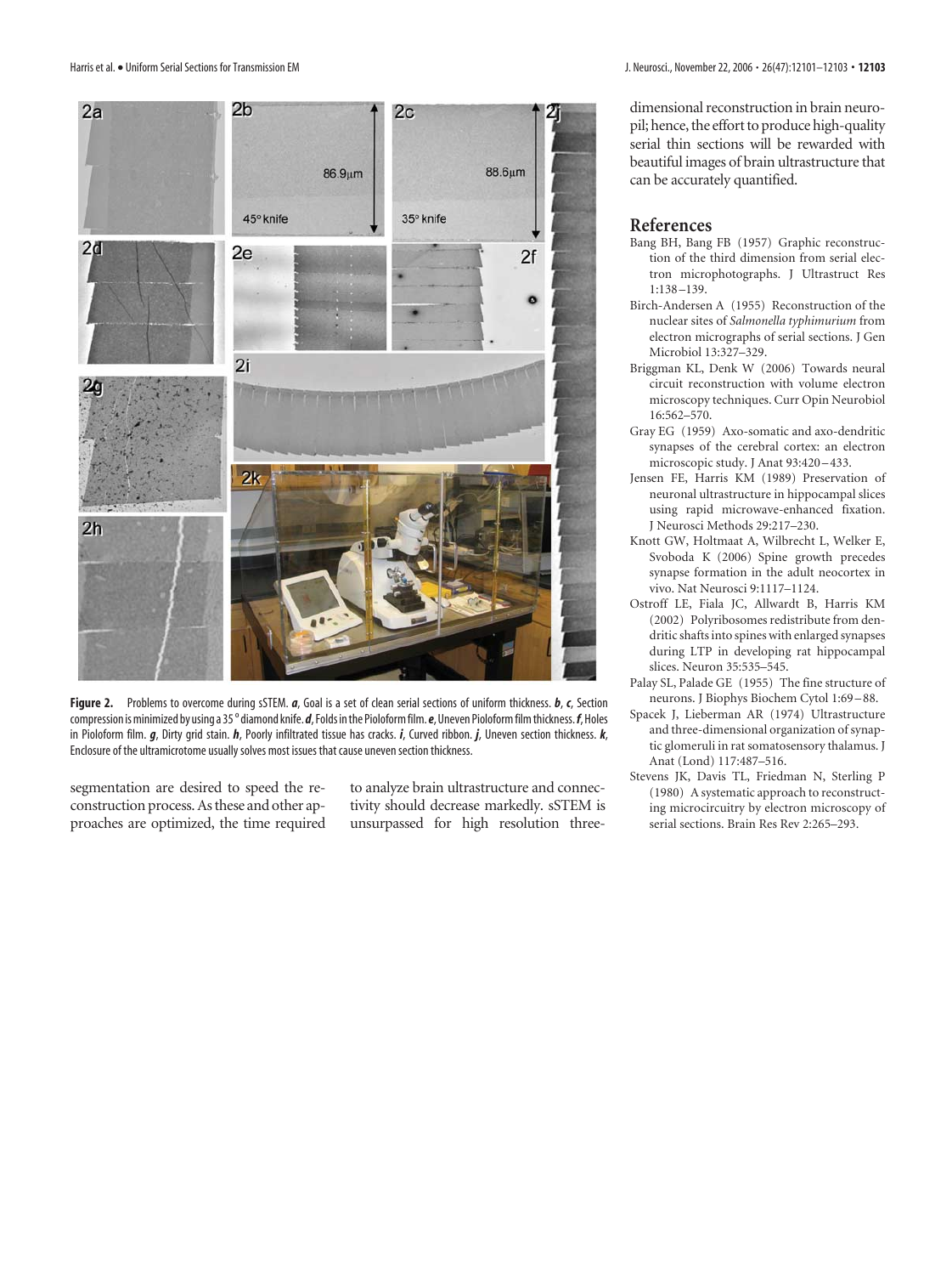2a

2b

86.9μm

45° knife

2c

88.6μm

35° knife

2j

2d

2e

2f

2g

2i

2k

2h

**Figure 2.** Problems to overcome during sSTEM. ***a***, Goal is a set of clean serial sections of uniform thickness. ***b***, ***c***, Section compression is minimized by using a 35° diamond knife. ***d***, Folds in the Pioloform film. ***e***, Uneven Pioloform film thickness. ***f***, Holes in Pioloform film. ***g***, Dirty grid stain. ***h***, Poorly infiltrated tissue has cracks. ***i***, Curved ribbon. ***j***, Uneven section thickness. ***k***, Enclosure of the ultramicrotome usually solves most issues that cause uneven section thickness.

segmentation are desired to speed the reconstruction process. As these and other approaches are optimized, the time required to analyze brain ultrastructure and connectivity should decrease markedly. sSTEM is unsurpassed for high resolution three-dimensional reconstruction in brain neuropil; hence, the effort to produce high-quality serial thin sections will be rewarded with beautiful images of brain ultrastructure that can be accurately quantified.

## References

Bang BH, Bang FB (1957) Graphic reconstruction of the third dimension from serial electron microphotographs. J Ultrastruct Res 1:138–139.

Birch-Andersen A (1955) Reconstruction of the nuclear sites of *Salmonella typhimurium* from electron micrographs of serial sections. J Gen Microbiol 13:327–329.

Briggman KL, Denk W (2006) Towards neural circuit reconstruction with volume electron microscopy techniques. Curr Opin Neurobiol 16:562–570.

Gray EG (1959) Axo-somatic and axo-dendritic synapses of the cerebral cortex: an electron microscopic study. J Anat 93:420–433.

Jensen FE, Harris KM (1989) Preservation of neuronal ultrastructure in hippocampal slices using rapid microwave-enhanced fixation. J Neurosci Methods 29:217–230.

Knott GW, Holtmaat A, Wilbrecht L, Welker E, Svoboda K (2006) Spine growth precedes synapse formation in the adult neocortex in vivo. Nat Neurosci 9:1117–1124.

Ostroff LE, Fiala JC, Allwardt B, Harris KM (2002) Polyribosomes redistribute from dendritic shafts into spines with enlarged synapses during LTP in developing rat hippocampal slices. Neuron 35:535–545.

Palay SL, Palade GE (1955) The fine structure of neurons. J Biophys Biochem Cytol 1:69–88.

Spacek J, Lieberman AR (1974) Ultrastructure and three-dimensional organization of synaptic glomeruli in rat somatosensory thalamus. J Anat (Lond) 117:487–516.

Stevens JK, Davis TL, Friedman N, Sterling P (1980) A systematic approach to reconstructing microcircuitry by electron microscopy of serial sections. Brain Res Rev 2:265–293.